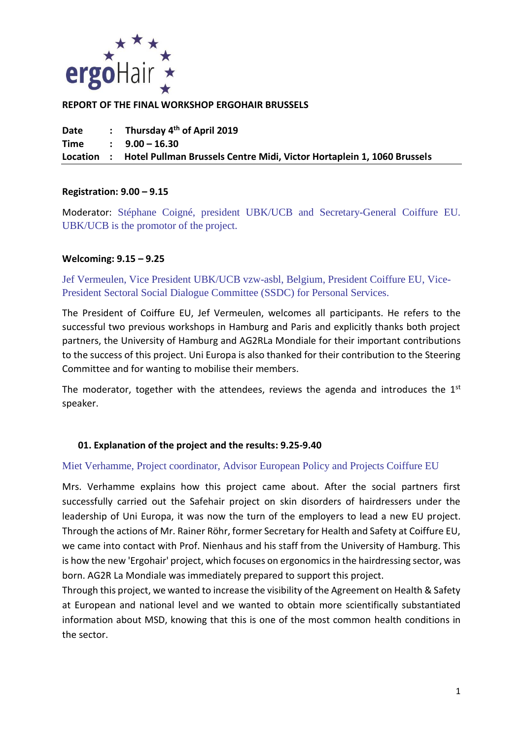ergoHair

# REPORT OF THE FINAL WORKSHOP ERGOHAIR BRUSSELS

**Date : Thursday 4th of April 2019**
**Time : 9.00 – 16.30**
**Location : Hotel Pullman Brussels Centre Midi, Victor Hortaplein 1, 1060 Brussels**

---

**Registration: 9.00 – 9.15**

Moderator: Stéphane Coigné, president UBK/UCB and Secretary-General Coiffure EU. UBK/UCB is the promotor of the project.

**Welcoming: 9.15 – 9.25**

Jef Vermeulen, Vice President UBK/UCB vzw-asbl, Belgium, President Coiffure EU, Vice-President Sectoral Social Dialogue Committee (SSDC) for Personal Services.

The President of Coiffure EU, Jef Vermeulen, welcomes all participants. He refers to the successful two previous workshops in Hamburg and Paris and explicitly thanks both project partners, the University of Hamburg and AG2RLa Mondiale for their important contributions to the success of this project. Uni Europa is also thanked for their contribution to the Steering Committee and for wanting to mobilise their members.

The moderator, together with the attendees, reviews the agenda and introduces the 1st speaker.

## 01. Explanation of the project and the results: 9.25-9.40

Miet Verhamme, Project coordinator, Advisor European Policy and Projects Coiffure EU

Mrs. Verhamme explains how this project came about. After the social partners first successfully carried out the Safehair project on skin disorders of hairdressers under the leadership of Uni Europa, it was now the turn of the employers to lead a new EU project. Through the actions of Mr. Rainer Röhr, former Secretary for Health and Safety at Coiffure EU, we came into contact with Prof. Nienhaus and his staff from the University of Hamburg. This is how the new 'Ergohair' project, which focuses on ergonomics in the hairdressing sector, was born. AG2R La Mondiale was immediately prepared to support this project.
Through this project, we wanted to increase the visibility of the Agreement on Health & Safety at European and national level and we wanted to obtain more scientifically substantiated information about MSD, knowing that this is one of the most common health conditions in the sector.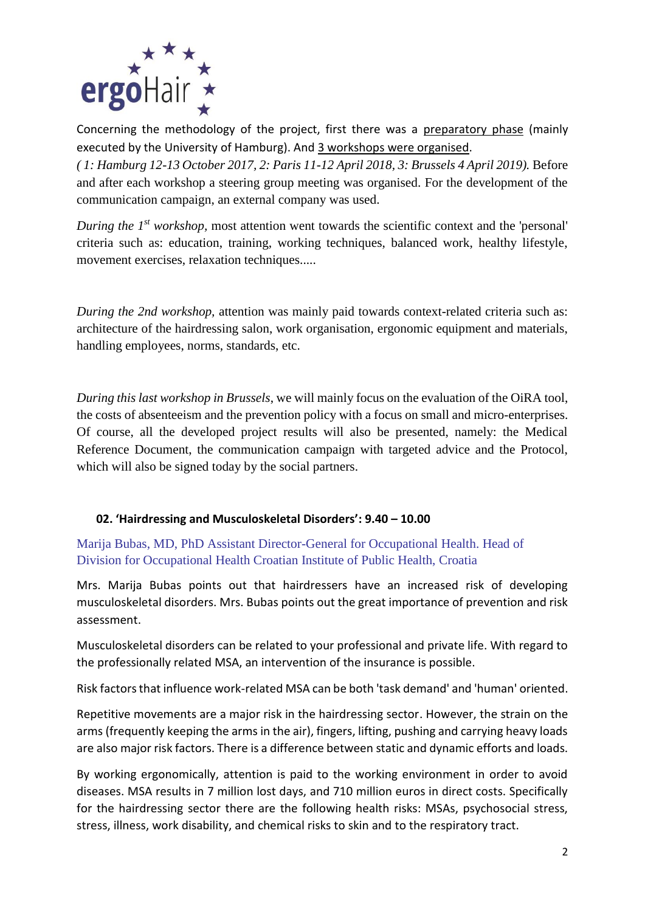Concerning the methodology of the project, first there was a preparatory phase (mainly executed by the University of Hamburg). And 3 workshops were organised.
*( 1: Hamburg 12-13 October 2017, 2: Paris 11-12 April 2018, 3: Brussels 4 April 2019).* Before and after each workshop a steering group meeting was organised. For the development of the communication campaign, an external company was used.

*During the 1st workshop*, most attention went towards the scientific context and the 'personal' criteria such as: education, training, working techniques, balanced work, healthy lifestyle, movement exercises, relaxation techniques.....

*During the 2nd workshop*, attention was mainly paid towards context-related criteria such as: architecture of the hairdressing salon, work organisation, ergonomic equipment and materials, handling employees, norms, standards, etc.

*During this last workshop in Brussels*, we will mainly focus on the evaluation of the OiRA tool, the costs of absenteeism and the prevention policy with a focus on small and micro-enterprises. Of course, all the developed project results will also be presented, namely: the Medical Reference Document, the communication campaign with targeted advice and the Protocol, which will also be signed today by the social partners.

### 02. 'Hairdressing and Musculoskeletal Disorders': 9.40 – 10.00

Marija Bubas, MD, PhD Assistant Director-General for Occupational Health. Head of Division for Occupational Health Croatian Institute of Public Health, Croatia

Mrs. Marija Bubas points out that hairdressers have an increased risk of developing musculoskeletal disorders. Mrs. Bubas points out the great importance of prevention and risk assessment.

Musculoskeletal disorders can be related to your professional and private life. With regard to the professionally related MSA, an intervention of the insurance is possible.

Risk factors that influence work-related MSA can be both 'task demand' and 'human' oriented.

Repetitive movements are a major risk in the hairdressing sector. However, the strain on the arms (frequently keeping the arms in the air), fingers, lifting, pushing and carrying heavy loads are also major risk factors. There is a difference between static and dynamic efforts and loads.

By working ergonomically, attention is paid to the working environment in order to avoid diseases. MSA results in 7 million lost days, and 710 million euros in direct costs. Specifically for the hairdressing sector there are the following health risks: MSAs, psychosocial stress, stress, illness, work disability, and chemical risks to skin and to the respiratory tract.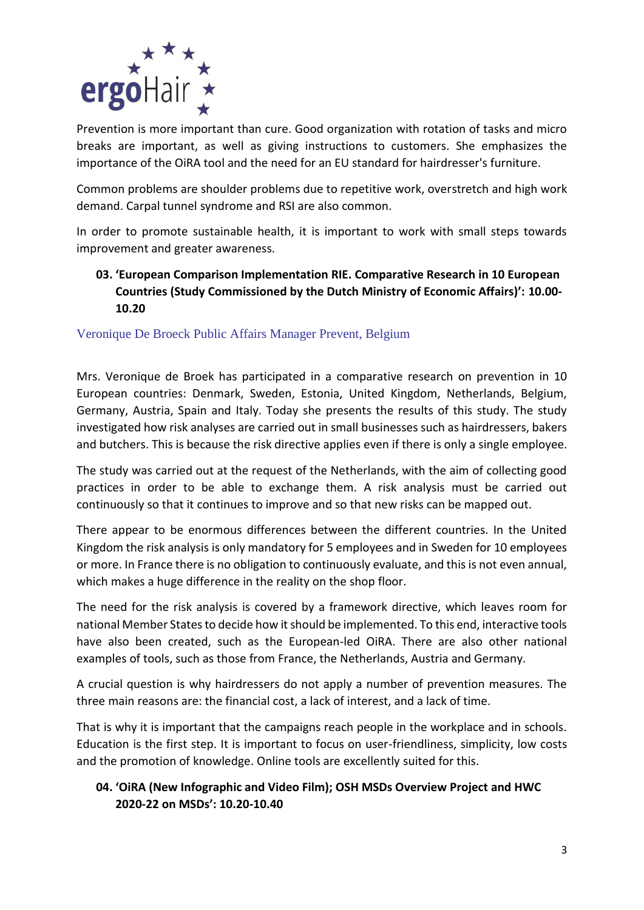Prevention is more important than cure. Good organization with rotation of tasks and micro breaks are important, as well as giving instructions to customers. She emphasizes the importance of the OiRA tool and the need for an EU standard for hairdresser's furniture.

Common problems are shoulder problems due to repetitive work, overstretch and high work demand. Carpal tunnel syndrome and RSI are also common.

In order to promote sustainable health, it is important to work with small steps towards improvement and greater awareness.

### 03. 'European Comparison Implementation RIE. Comparative Research in 10 European Countries (Study Commissioned by the Dutch Ministry of Economic Affairs)': 10.00-10.20

Veronique De Broeck Public Affairs Manager Prevent, Belgium

Mrs. Veronique de Broek has participated in a comparative research on prevention in 10 European countries: Denmark, Sweden, Estonia, United Kingdom, Netherlands, Belgium, Germany, Austria, Spain and Italy. Today she presents the results of this study. The study investigated how risk analyses are carried out in small businesses such as hairdressers, bakers and butchers. This is because the risk directive applies even if there is only a single employee.

The study was carried out at the request of the Netherlands, with the aim of collecting good practices in order to be able to exchange them. A risk analysis must be carried out continuously so that it continues to improve and so that new risks can be mapped out.

There appear to be enormous differences between the different countries. In the United Kingdom the risk analysis is only mandatory for 5 employees and in Sweden for 10 employees or more. In France there is no obligation to continuously evaluate, and this is not even annual, which makes a huge difference in the reality on the shop floor.

The need for the risk analysis is covered by a framework directive, which leaves room for national Member States to decide how it should be implemented. To this end, interactive tools have also been created, such as the European-led OiRA. There are also other national examples of tools, such as those from France, the Netherlands, Austria and Germany.

A crucial question is why hairdressers do not apply a number of prevention measures. The three main reasons are: the financial cost, a lack of interest, and a lack of time.

That is why it is important that the campaigns reach people in the workplace and in schools. Education is the first step. It is important to focus on user-friendliness, simplicity, low costs and the promotion of knowledge. Online tools are excellently suited for this.

### 04. 'OiRA (New Infographic and Video Film); OSH MSDs Overview Project and HWC 2020-22 on MSDs': 10.20-10.40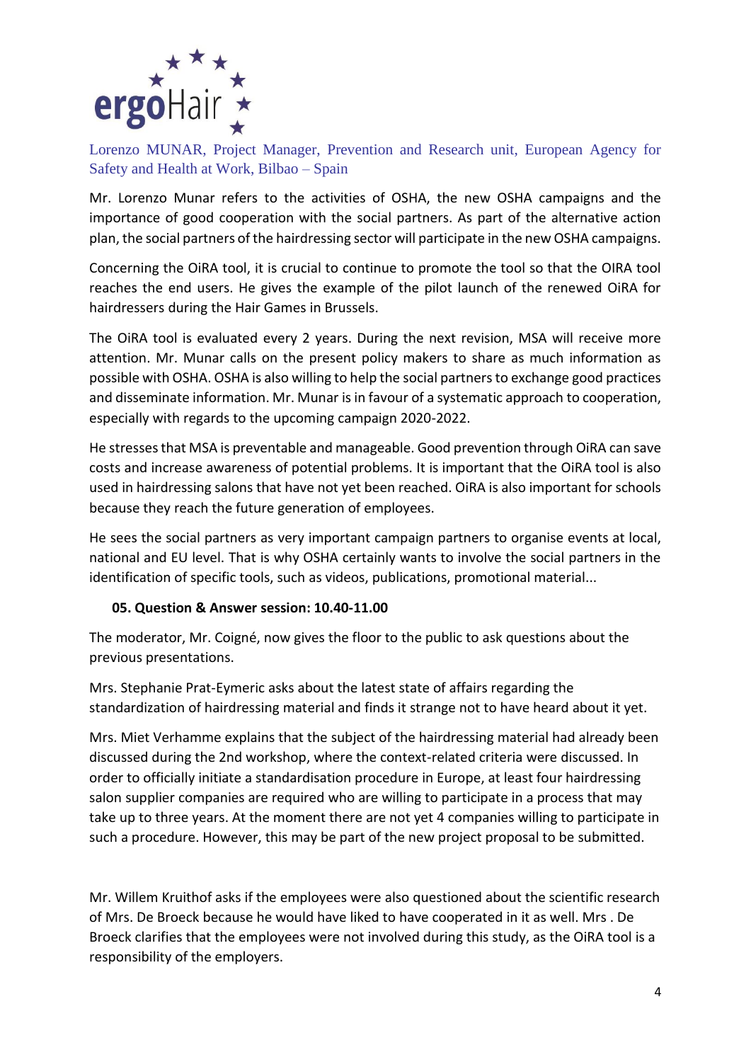Lorenzo MUNAR, Project Manager, Prevention and Research unit, European Agency for Safety and Health at Work, Bilbao – Spain

Mr. Lorenzo Munar refers to the activities of OSHA, the new OSHA campaigns and the importance of good cooperation with the social partners. As part of the alternative action plan, the social partners of the hairdressing sector will participate in the new OSHA campaigns.

Concerning the OiRA tool, it is crucial to continue to promote the tool so that the OIRA tool reaches the end users. He gives the example of the pilot launch of the renewed OiRA for hairdressers during the Hair Games in Brussels.

The OiRA tool is evaluated every 2 years. During the next revision, MSA will receive more attention. Mr. Munar calls on the present policy makers to share as much information as possible with OSHA. OSHA is also willing to help the social partners to exchange good practices and disseminate information. Mr. Munar is in favour of a systematic approach to cooperation, especially with regards to the upcoming campaign 2020-2022.

He stresses that MSA is preventable and manageable. Good prevention through OiRA can save costs and increase awareness of potential problems. It is important that the OiRA tool is also used in hairdressing salons that have not yet been reached. OiRA is also important for schools because they reach the future generation of employees.

He sees the social partners as very important campaign partners to organise events at local, national and EU level. That is why OSHA certainly wants to involve the social partners in the identification of specific tools, such as videos, publications, promotional material...

### 05. Question & Answer session: 10.40-11.00

The moderator, Mr. Coigné, now gives the floor to the public to ask questions about the previous presentations.

Mrs. Stephanie Prat-Eymeric asks about the latest state of affairs regarding the standardization of hairdressing material and finds it strange not to have heard about it yet.

Mrs. Miet Verhamme explains that the subject of the hairdressing material had already been discussed during the 2nd workshop, where the context-related criteria were discussed. In order to officially initiate a standardisation procedure in Europe, at least four hairdressing salon supplier companies are required who are willing to participate in a process that may take up to three years. At the moment there are not yet 4 companies willing to participate in such a procedure. However, this may be part of the new project proposal to be submitted.

Mr. Willem Kruithof asks if the employees were also questioned about the scientific research of Mrs. De Broeck because he would have liked to have cooperated in it as well. Mrs . De Broeck clarifies that the employees were not involved during this study, as the OiRA tool is a responsibility of the employers.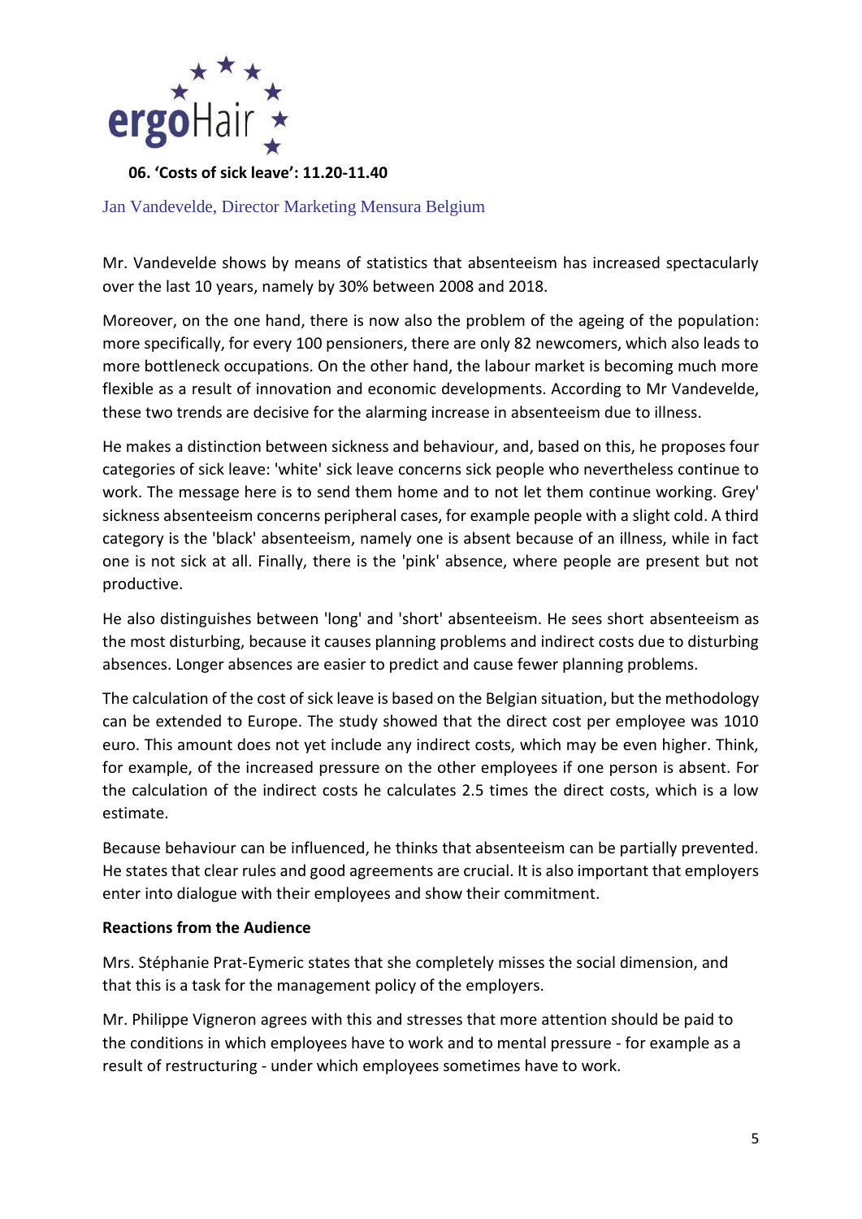### 06. 'Costs of sick leave': 11.20-11.40

Jan Vandevelde, Director Marketing Mensura Belgium

Mr. Vandevelde shows by means of statistics that absenteeism has increased spectacularly over the last 10 years, namely by 30% between 2008 and 2018.

Moreover, on the one hand, there is now also the problem of the ageing of the population: more specifically, for every 100 pensioners, there are only 82 newcomers, which also leads to more bottleneck occupations. On the other hand, the labour market is becoming much more flexible as a result of innovation and economic developments. According to Mr Vandevelde, these two trends are decisive for the alarming increase in absenteeism due to illness.

He makes a distinction between sickness and behaviour, and, based on this, he proposes four categories of sick leave: 'white' sick leave concerns sick people who nevertheless continue to work. The message here is to send them home and to not let them continue working. Grey' sickness absenteeism concerns peripheral cases, for example people with a slight cold. A third category is the 'black' absenteeism, namely one is absent because of an illness, while in fact one is not sick at all. Finally, there is the 'pink' absence, where people are present but not productive.

He also distinguishes between 'long' and 'short' absenteeism. He sees short absenteeism as the most disturbing, because it causes planning problems and indirect costs due to disturbing absences. Longer absences are easier to predict and cause fewer planning problems.

The calculation of the cost of sick leave is based on the Belgian situation, but the methodology can be extended to Europe. The study showed that the direct cost per employee was 1010 euro. This amount does not yet include any indirect costs, which may be even higher. Think, for example, of the increased pressure on the other employees if one person is absent. For the calculation of the indirect costs he calculates 2.5 times the direct costs, which is a low estimate.

Because behaviour can be influenced, he thinks that absenteeism can be partially prevented. He states that clear rules and good agreements are crucial. It is also important that employers enter into dialogue with their employees and show their commitment.

**Reactions from the Audience**

Mrs. Stéphanie Prat-Eymeric states that she completely misses the social dimension, and that this is a task for the management policy of the employers.

Mr. Philippe Vigneron agrees with this and stresses that more attention should be paid to the conditions in which employees have to work and to mental pressure - for example as a result of restructuring - under which employees sometimes have to work.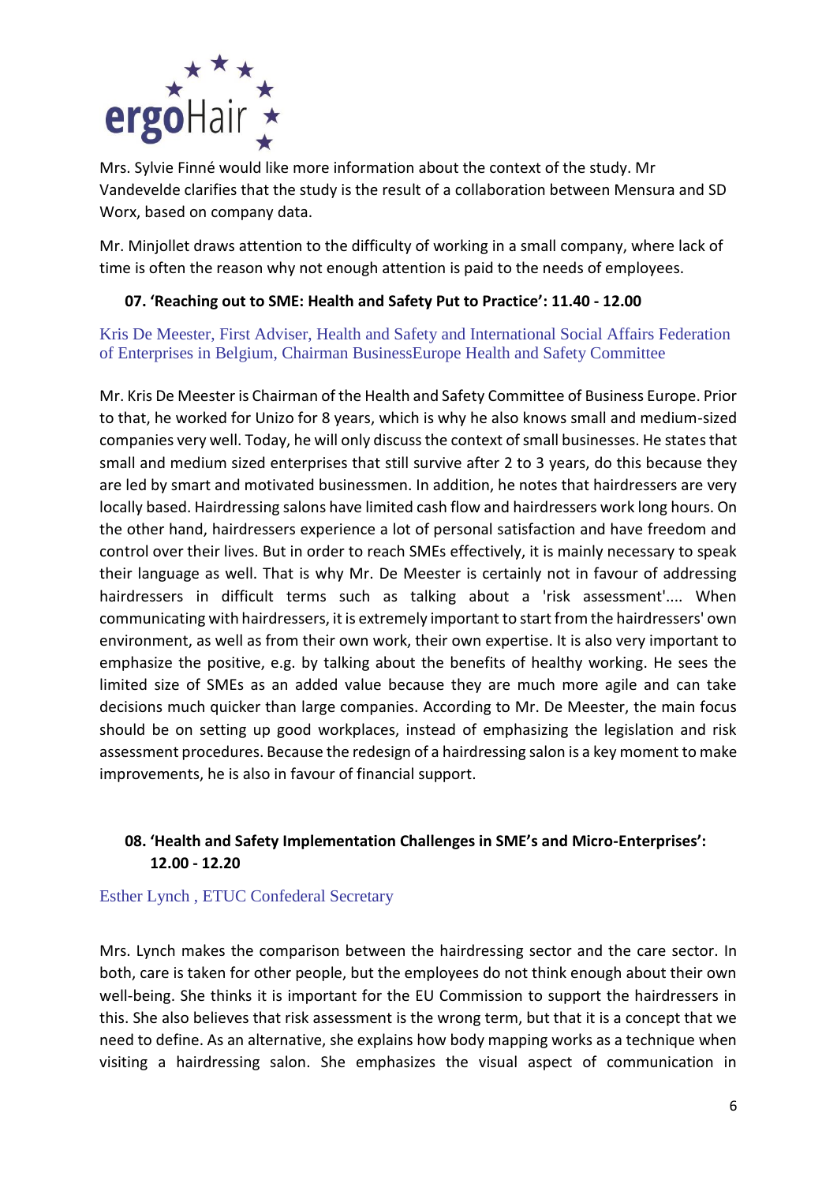Mrs. Sylvie Finné would like more information about the context of the study. Mr Vandevelde clarifies that the study is the result of a collaboration between Mensura and SD Worx, based on company data.

Mr. Minjollet draws attention to the difficulty of working in a small company, where lack of time is often the reason why not enough attention is paid to the needs of employees.

### 07. 'Reaching out to SME: Health and Safety Put to Practice': 11.40 - 12.00

Kris De Meester, First Adviser, Health and Safety and International Social Affairs Federation of Enterprises in Belgium, Chairman BusinessEurope Health and Safety Committee

Mr. Kris De Meester is Chairman of the Health and Safety Committee of Business Europe. Prior to that, he worked for Unizo for 8 years, which is why he also knows small and medium-sized companies very well. Today, he will only discuss the context of small businesses. He states that small and medium sized enterprises that still survive after 2 to 3 years, do this because they are led by smart and motivated businessmen. In addition, he notes that hairdressers are very locally based. Hairdressing salons have limited cash flow and hairdressers work long hours. On the other hand, hairdressers experience a lot of personal satisfaction and have freedom and control over their lives. But in order to reach SMEs effectively, it is mainly necessary to speak their language as well. That is why Mr. De Meester is certainly not in favour of addressing hairdressers in difficult terms such as talking about a 'risk assessment'.... When communicating with hairdressers, it is extremely important to start from the hairdressers' own environment, as well as from their own work, their own expertise. It is also very important to emphasize the positive, e.g. by talking about the benefits of healthy working. He sees the limited size of SMEs as an added value because they are much more agile and can take decisions much quicker than large companies. According to Mr. De Meester, the main focus should be on setting up good workplaces, instead of emphasizing the legislation and risk assessment procedures. Because the redesign of a hairdressing salon is a key moment to make improvements, he is also in favour of financial support.

### 08. 'Health and Safety Implementation Challenges in SME's and Micro-Enterprises': 12.00 - 12.20

Esther Lynch , ETUC Confederal Secretary

Mrs. Lynch makes the comparison between the hairdressing sector and the care sector. In both, care is taken for other people, but the employees do not think enough about their own well-being. She thinks it is important for the EU Commission to support the hairdressers in this. She also believes that risk assessment is the wrong term, but that it is a concept that we need to define. As an alternative, she explains how body mapping works as a technique when visiting a hairdressing salon. She emphasizes the visual aspect of communication in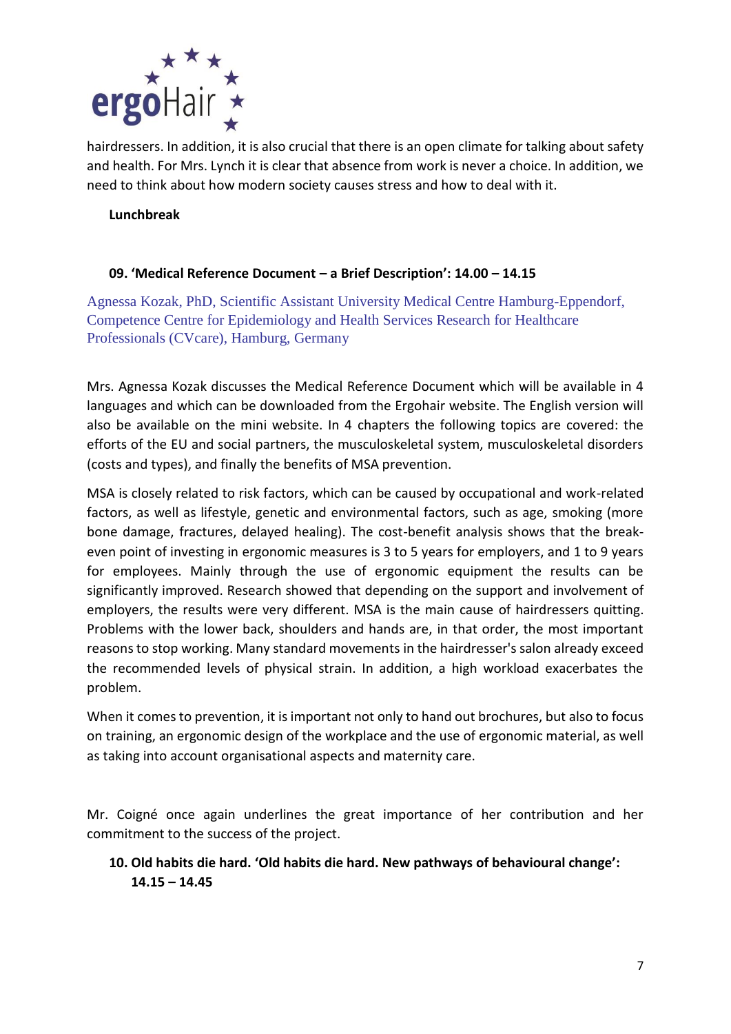hairdressers. In addition, it is also crucial that there is an open climate for talking about safety and health. For Mrs. Lynch it is clear that absence from work is never a choice. In addition, we need to think about how modern society causes stress and how to deal with it.

**Lunchbreak**

**09. 'Medical Reference Document – a Brief Description': 14.00 – 14.15**

Agnessa Kozak, PhD, Scientific Assistant University Medical Centre Hamburg-Eppendorf, Competence Centre for Epidemiology and Health Services Research for Healthcare Professionals (CVcare), Hamburg, Germany

Mrs. Agnessa Kozak discusses the Medical Reference Document which will be available in 4 languages and which can be downloaded from the Ergohair website. The English version will also be available on the mini website. In 4 chapters the following topics are covered: the efforts of the EU and social partners, the musculoskeletal system, musculoskeletal disorders (costs and types), and finally the benefits of MSA prevention.

MSA is closely related to risk factors, which can be caused by occupational and work-related factors, as well as lifestyle, genetic and environmental factors, such as age, smoking (more bone damage, fractures, delayed healing). The cost-benefit analysis shows that the break-even point of investing in ergonomic measures is 3 to 5 years for employers, and 1 to 9 years for employees. Mainly through the use of ergonomic equipment the results can be significantly improved. Research showed that depending on the support and involvement of employers, the results were very different. MSA is the main cause of hairdressers quitting. Problems with the lower back, shoulders and hands are, in that order, the most important reasons to stop working. Many standard movements in the hairdresser's salon already exceed the recommended levels of physical strain. In addition, a high workload exacerbates the problem.

When it comes to prevention, it is important not only to hand out brochures, but also to focus on training, an ergonomic design of the workplace and the use of ergonomic material, as well as taking into account organisational aspects and maternity care.

Mr. Coigné once again underlines the great importance of her contribution and her commitment to the success of the project.

**10. Old habits die hard. 'Old habits die hard. New pathways of behavioural change': 14.15 – 14.45**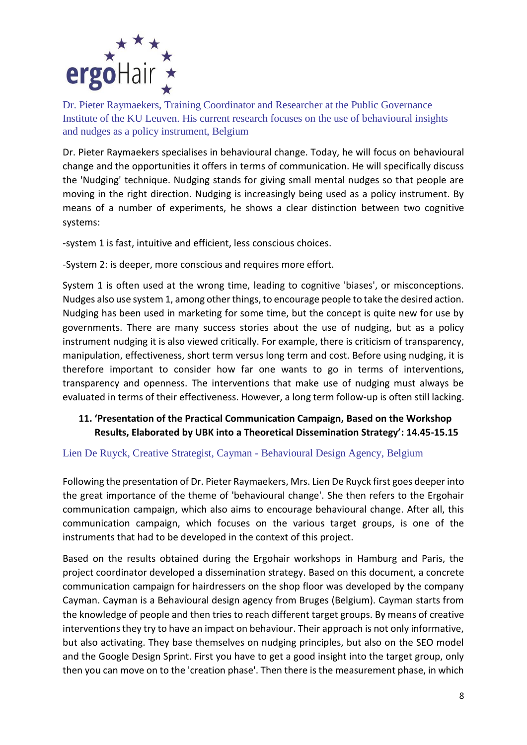Dr. Pieter Raymaekers, Training Coordinator and Researcher at the Public Governance Institute of the KU Leuven. His current research focuses on the use of behavioural insights and nudges as a policy instrument, Belgium

Dr. Pieter Raymaekers specialises in behavioural change. Today, he will focus on behavioural change and the opportunities it offers in terms of communication. He will specifically discuss the 'Nudging' technique. Nudging stands for giving small mental nudges so that people are moving in the right direction. Nudging is increasingly being used as a policy instrument. By means of a number of experiments, he shows a clear distinction between two cognitive systems:

-system 1 is fast, intuitive and efficient, less conscious choices.

-System 2: is deeper, more conscious and requires more effort.

System 1 is often used at the wrong time, leading to cognitive 'biases', or misconceptions. Nudges also use system 1, among other things, to encourage people to take the desired action. Nudging has been used in marketing for some time, but the concept is quite new for use by governments. There are many success stories about the use of nudging, but as a policy instrument nudging it is also viewed critically. For example, there is criticism of transparency, manipulation, effectiveness, short term versus long term and cost. Before using nudging, it is therefore important to consider how far one wants to go in terms of interventions, transparency and openness. The interventions that make use of nudging must always be evaluated in terms of their effectiveness. However, a long term follow-up is often still lacking.

## 11. 'Presentation of the Practical Communication Campaign, Based on the Workshop Results, Elaborated by UBK into a Theoretical Dissemination Strategy': 14.45-15.15

Lien De Ruyck, Creative Strategist, Cayman - Behavioural Design Agency, Belgium

Following the presentation of Dr. Pieter Raymaekers, Mrs. Lien De Ruyck first goes deeper into the great importance of the theme of 'behavioural change'. She then refers to the Ergohair communication campaign, which also aims to encourage behavioural change. After all, this communication campaign, which focuses on the various target groups, is one of the instruments that had to be developed in the context of this project.

Based on the results obtained during the Ergohair workshops in Hamburg and Paris, the project coordinator developed a dissemination strategy. Based on this document, a concrete communication campaign for hairdressers on the shop floor was developed by the company Cayman. Cayman is a Behavioural design agency from Bruges (Belgium). Cayman starts from the knowledge of people and then tries to reach different target groups. By means of creative interventions they try to have an impact on behaviour. Their approach is not only informative, but also activating. They base themselves on nudging principles, but also on the SEO model and the Google Design Sprint. First you have to get a good insight into the target group, only then you can move on to the 'creation phase'. Then there is the measurement phase, in which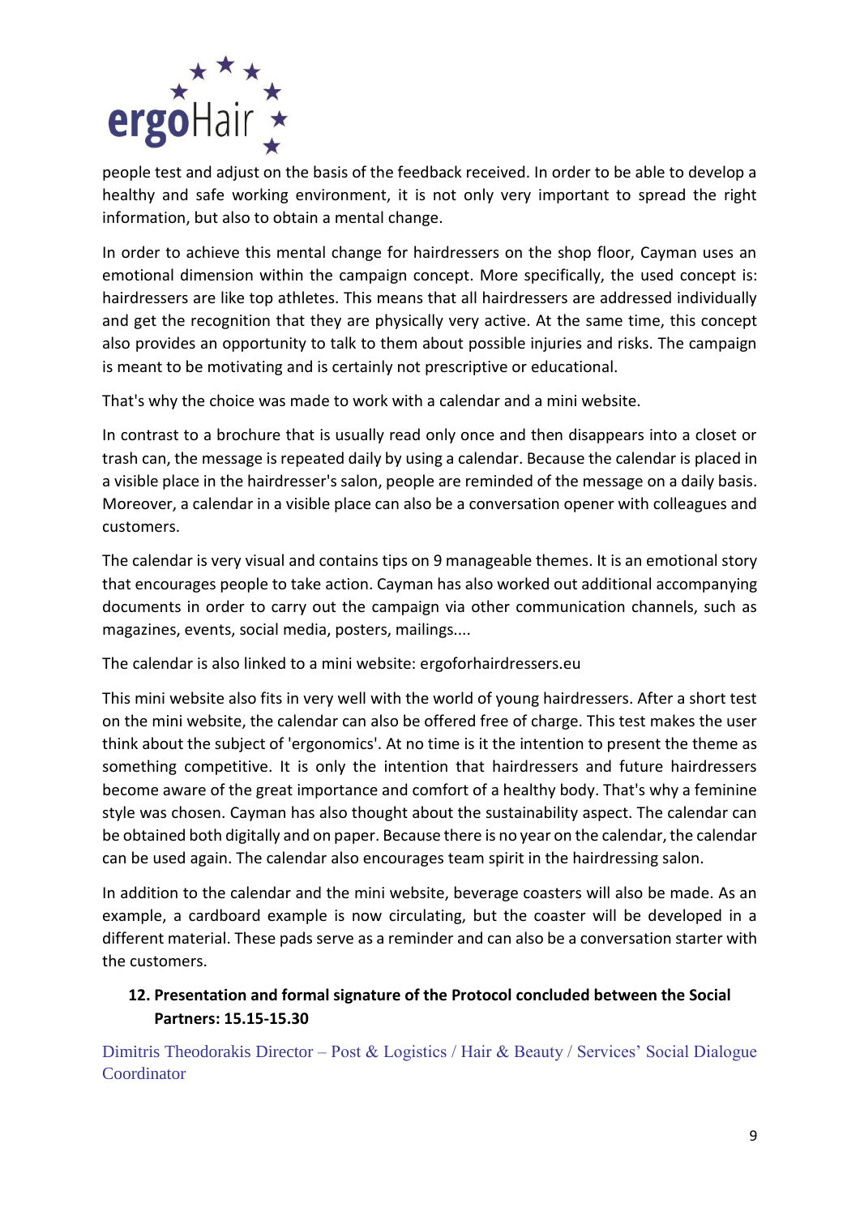people test and adjust on the basis of the feedback received. In order to be able to develop a healthy and safe working environment, it is not only very important to spread the right information, but also to obtain a mental change.

In order to achieve this mental change for hairdressers on the shop floor, Cayman uses an emotional dimension within the campaign concept. More specifically, the used concept is: hairdressers are like top athletes. This means that all hairdressers are addressed individually and get the recognition that they are physically very active. At the same time, this concept also provides an opportunity to talk to them about possible injuries and risks. The campaign is meant to be motivating and is certainly not prescriptive or educational.

That's why the choice was made to work with a calendar and a mini website.

In contrast to a brochure that is usually read only once and then disappears into a closet or trash can, the message is repeated daily by using a calendar. Because the calendar is placed in a visible place in the hairdresser's salon, people are reminded of the message on a daily basis. Moreover, a calendar in a visible place can also be a conversation opener with colleagues and customers.

The calendar is very visual and contains tips on 9 manageable themes. It is an emotional story that encourages people to take action. Cayman has also worked out additional accompanying documents in order to carry out the campaign via other communication channels, such as magazines, events, social media, posters, mailings....

The calendar is also linked to a mini website: ergoforhairdressers.eu

This mini website also fits in very well with the world of young hairdressers. After a short test on the mini website, the calendar can also be offered free of charge. This test makes the user think about the subject of 'ergonomics'. At no time is it the intention to present the theme as something competitive. It is only the intention that hairdressers and future hairdressers become aware of the great importance and comfort of a healthy body. That's why a feminine style was chosen. Cayman has also thought about the sustainability aspect. The calendar can be obtained both digitally and on paper. Because there is no year on the calendar, the calendar can be used again. The calendar also encourages team spirit in the hairdressing salon.

In addition to the calendar and the mini website, beverage coasters will also be made. As an example, a cardboard example is now circulating, but the coaster will be developed in a different material. These pads serve as a reminder and can also be a conversation starter with the customers.

### 12. Presentation and formal signature of the Protocol concluded between the Social Partners: 15.15-15.30

Dimitris Theodorakis Director – Post & Logistics / Hair & Beauty / Services' Social Dialogue Coordinator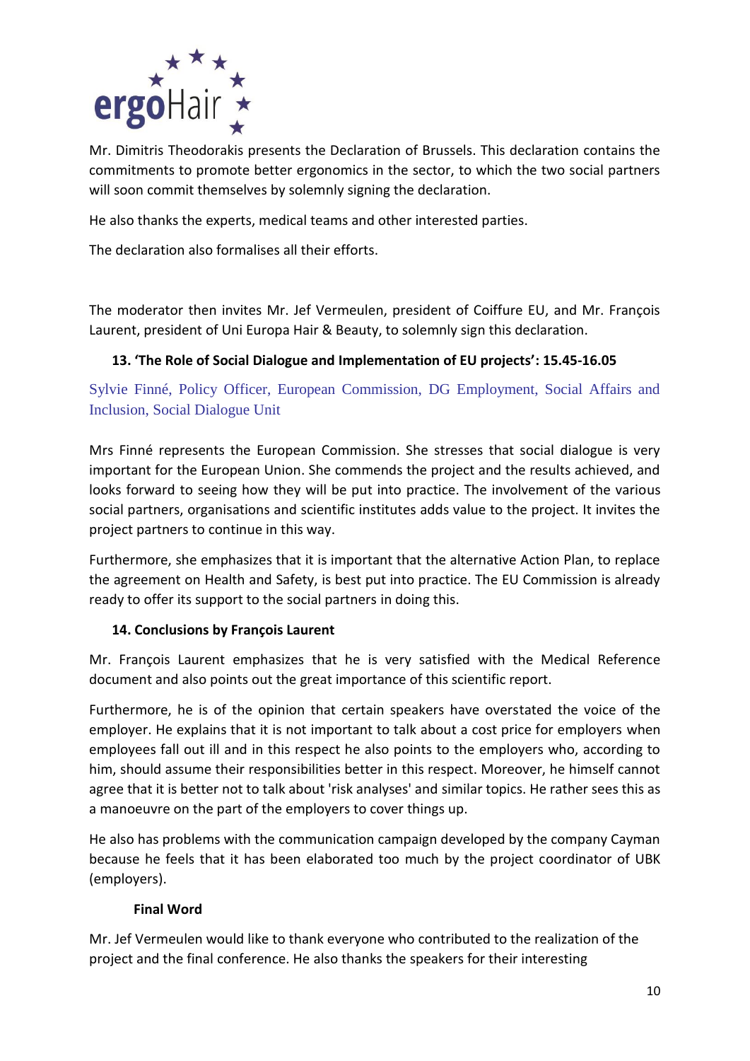Mr. Dimitris Theodorakis presents the Declaration of Brussels. This declaration contains the commitments to promote better ergonomics in the sector, to which the two social partners will soon commit themselves by solemnly signing the declaration.

He also thanks the experts, medical teams and other interested parties.

The declaration also formalises all their efforts.

The moderator then invites Mr. Jef Vermeulen, president of Coiffure EU, and Mr. François Laurent, president of Uni Europa Hair & Beauty, to solemnly sign this declaration.

### 13. 'The Role of Social Dialogue and Implementation of EU projects': 15.45-16.05

Sylvie Finné, Policy Officer, European Commission, DG Employment, Social Affairs and Inclusion, Social Dialogue Unit

Mrs Finné represents the European Commission. She stresses that social dialogue is very important for the European Union. She commends the project and the results achieved, and looks forward to seeing how they will be put into practice. The involvement of the various social partners, organisations and scientific institutes adds value to the project. It invites the project partners to continue in this way.

Furthermore, she emphasizes that it is important that the alternative Action Plan, to replace the agreement on Health and Safety, is best put into practice. The EU Commission is already ready to offer its support to the social partners in doing this.

### 14. Conclusions by François Laurent

Mr. François Laurent emphasizes that he is very satisfied with the Medical Reference document and also points out the great importance of this scientific report.

Furthermore, he is of the opinion that certain speakers have overstated the voice of the employer. He explains that it is not important to talk about a cost price for employers when employees fall out ill and in this respect he also points to the employers who, according to him, should assume their responsibilities better in this respect. Moreover, he himself cannot agree that it is better not to talk about 'risk analyses' and similar topics. He rather sees this as a manoeuvre on the part of the employers to cover things up.

He also has problems with the communication campaign developed by the company Cayman because he feels that it has been elaborated too much by the project coordinator of UBK (employers).

### Final Word

Mr. Jef Vermeulen would like to thank everyone who contributed to the realization of the project and the final conference. He also thanks the speakers for their interesting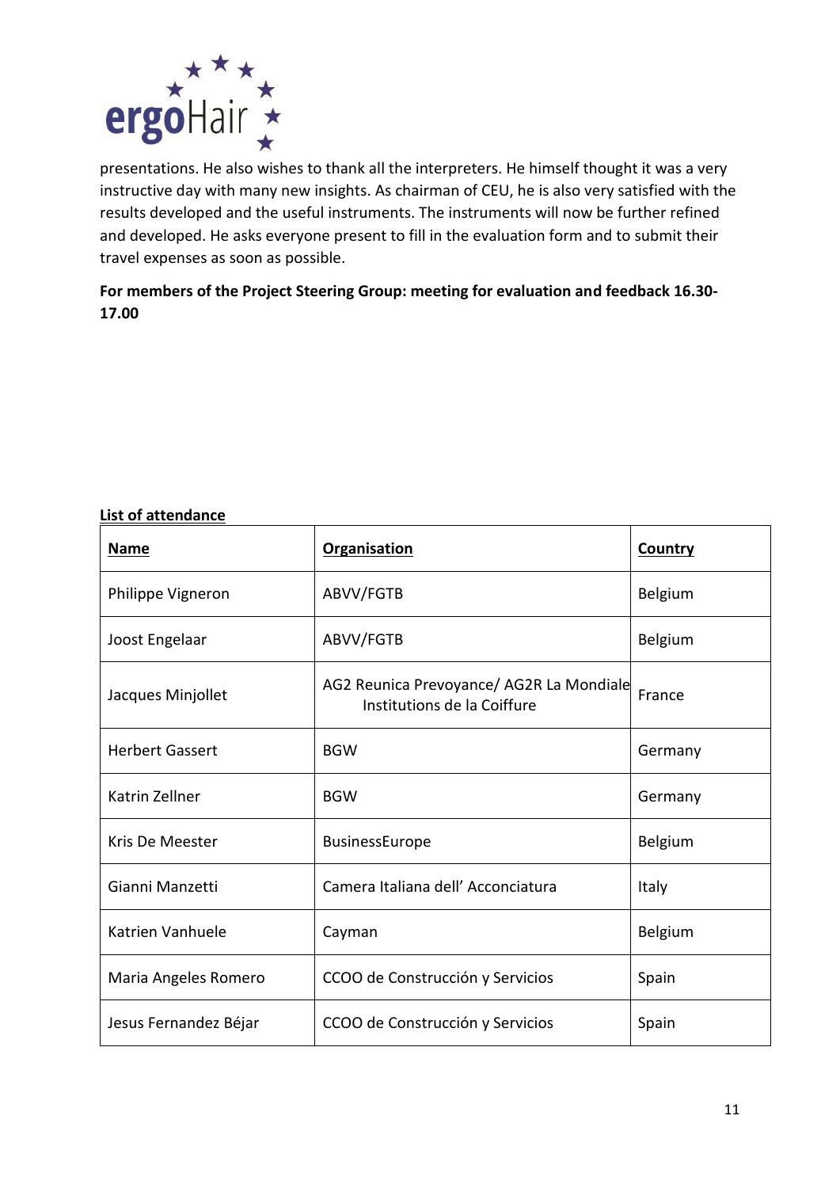presentations. He also wishes to thank all the interpreters. He himself thought it was a very instructive day with many new insights. As chairman of CEU, he is also very satisfied with the results developed and the useful instruments. The instruments will now be further refined and developed. He asks everyone present to fill in the evaluation form and to submit their travel expenses as soon as possible.

**For members of the Project Steering Group: meeting for evaluation and feedback 16.30-17.00**

**List of attendance**

| Name | Organisation | Country |
|---|---|---|
| Philippe Vigneron | ABVV/FGTB | Belgium |
| Joost Engelaar | ABVV/FGTB | Belgium |
| Jacques Minjollet | AG2 Reunica Prevoyance/ AG2R La Mondiale Institutions de la Coiffure | France |
| Herbert Gassert | BGW | Germany |
| Katrin Zellner | BGW | Germany |
| Kris De Meester | BusinessEurope | Belgium |
| Gianni Manzetti | Camera Italiana dell' Acconciatura | Italy |
| Katrien Vanhuele | Cayman | Belgium |
| Maria Angeles Romero | CCOO de Construcción y Servicios | Spain |
| Jesus Fernandez Béjar | CCOO de Construcción y Servicios | Spain |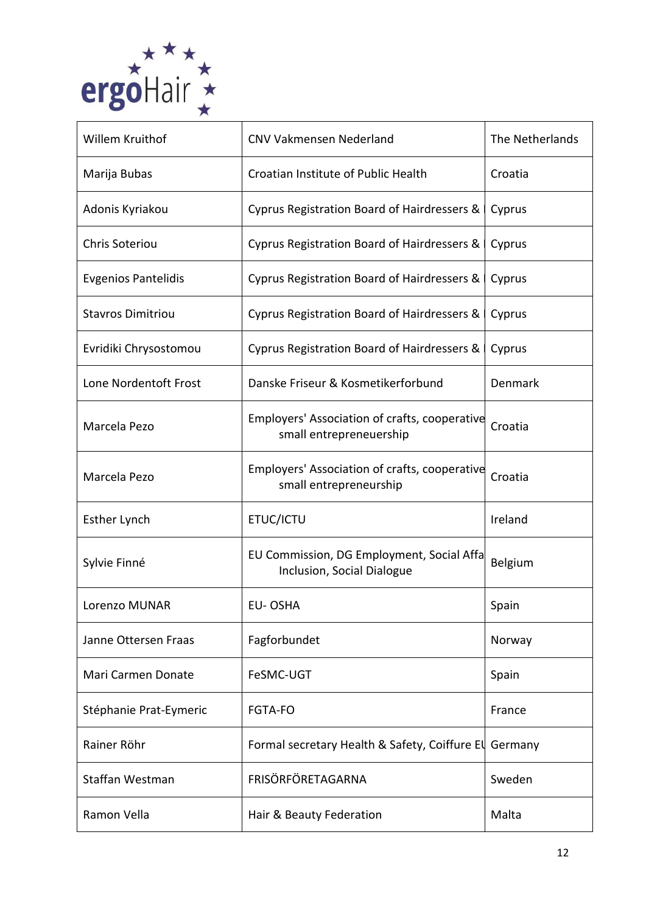| Willem Kruithof | CNV Vakmensen Nederland | The Netherlands |
|---|---|---|
| Marija Bubas | Croatian Institute of Public Health | Croatia |
| Adonis Kyriakou | Cyprus Registration Board of Hairdressers & | Cyprus |
| Chris Soteriou | Cyprus Registration Board of Hairdressers & | Cyprus |
| Evgenios Pantelidis | Cyprus Registration Board of Hairdressers & | Cyprus |
| Stavros Dimitriou | Cyprus Registration Board of Hairdressers & | Cyprus |
| Evridiki Chrysostomou | Cyprus Registration Board of Hairdressers & | Cyprus |
| Lone Nordentoft Frost | Danske Friseur & Kosmetikerforbund | Denmark |
| Marcela Pezo | Employers' Association of crafts, cooperative small entrepreneuership | Croatia |
| Marcela Pezo | Employers' Association of crafts, cooperative small entrepreneurship | Croatia |
| Esther Lynch | ETUC/ICTU | Ireland |
| Sylvie Finné | EU Commission, DG Employment, Social Affa Inclusion, Social Dialogue | Belgium |
| Lorenzo MUNAR | EU- OSHA | Spain |
| Janne Ottersen Fraas | Fagforbundet | Norway |
| Mari Carmen Donate | FeSMC-UGT | Spain |
| Stéphanie Prat-Eymeric | FGTA-FO | France |
| Rainer Röhr | Formal secretary Health & Safety, Coiffure EU | Germany |
| Staffan Westman | FRISÖRFÖRETAGARNA | Sweden |
| Ramon Vella | Hair & Beauty Federation | Malta |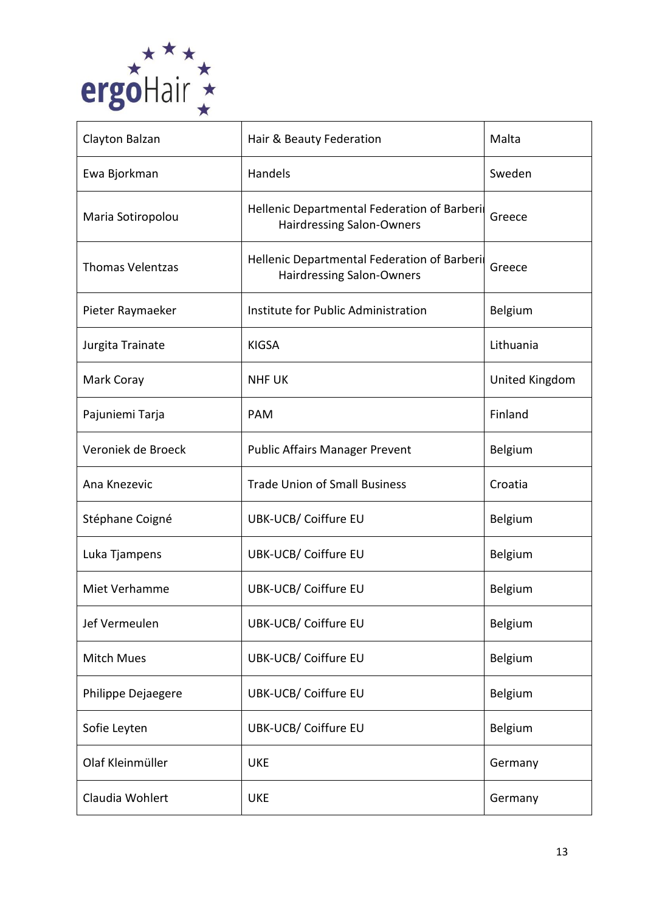| Clayton Balzan | Hair & Beauty Federation | Malta |
|---|---|---|
| Ewa Bjorkman | Handels | Sweden |
| Maria Sotiropolou | Hellenic Departmental Federation of Barberi Hairdressing Salon-Owners | Greece |
| Thomas Velentzas | Hellenic Departmental Federation of Barberi Hairdressing Salon-Owners | Greece |
| Pieter Raymaeker | Institute for Public Administration | Belgium |
| Jurgita Trainate | KIGSA | Lithuania |
| Mark Coray | NHF UK | United Kingdom |
| Pajuniemi Tarja | PAM | Finland |
| Veroniek de Broeck | Public Affairs Manager Prevent | Belgium |
| Ana Knezevic | Trade Union of Small Business | Croatia |
| Stéphane Coigné | UBK-UCB/ Coiffure EU | Belgium |
| Luka Tjampens | UBK-UCB/ Coiffure EU | Belgium |
| Miet Verhamme | UBK-UCB/ Coiffure EU | Belgium |
| Jef Vermeulen | UBK-UCB/ Coiffure EU | Belgium |
| Mitch Mues | UBK-UCB/ Coiffure EU | Belgium |
| Philippe Dejaegere | UBK-UCB/ Coiffure EU | Belgium |
| Sofie Leyten | UBK-UCB/ Coiffure EU | Belgium |
| Olaf Kleinmüller | UKE | Germany |
| Claudia Wohlert | UKE | Germany |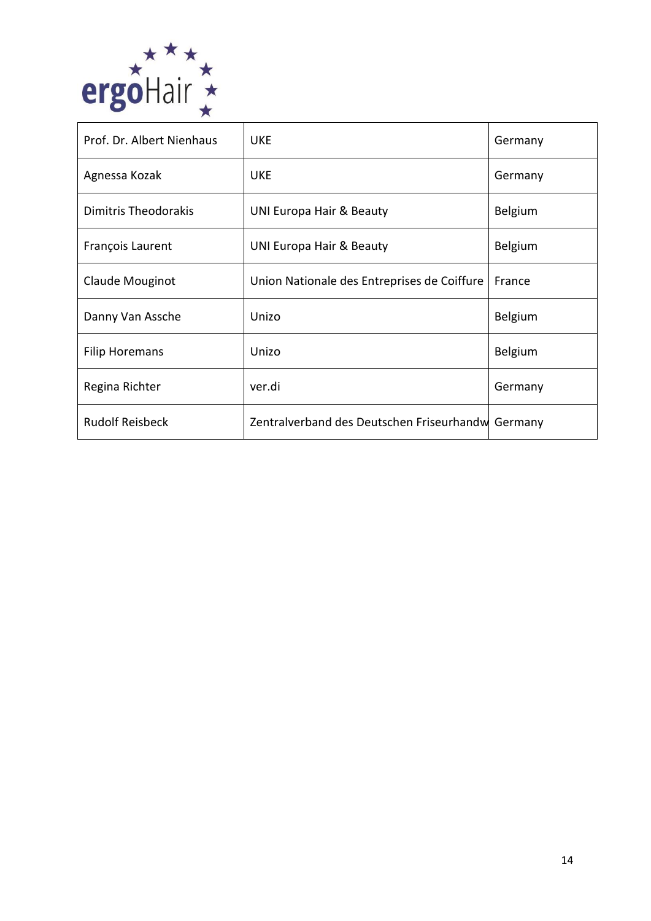| | | |
|---|---|---|
| Prof. Dr. Albert Nienhaus | UKE | Germany |
| Agnessa Kozak | UKE | Germany |
| Dimitris Theodorakis | UNI Europa Hair & Beauty | Belgium |
| François Laurent | UNI Europa Hair & Beauty | Belgium |
| Claude Mouginot | Union Nationale des Entreprises de Coiffure | France |
| Danny Van Assche | Unizo | Belgium |
| Filip Horemans | Unizo | Belgium |
| Regina Richter | ver.di | Germany |
| Rudolf Reisbeck | Zentralverband des Deutschen Friseurhandw | Germany |